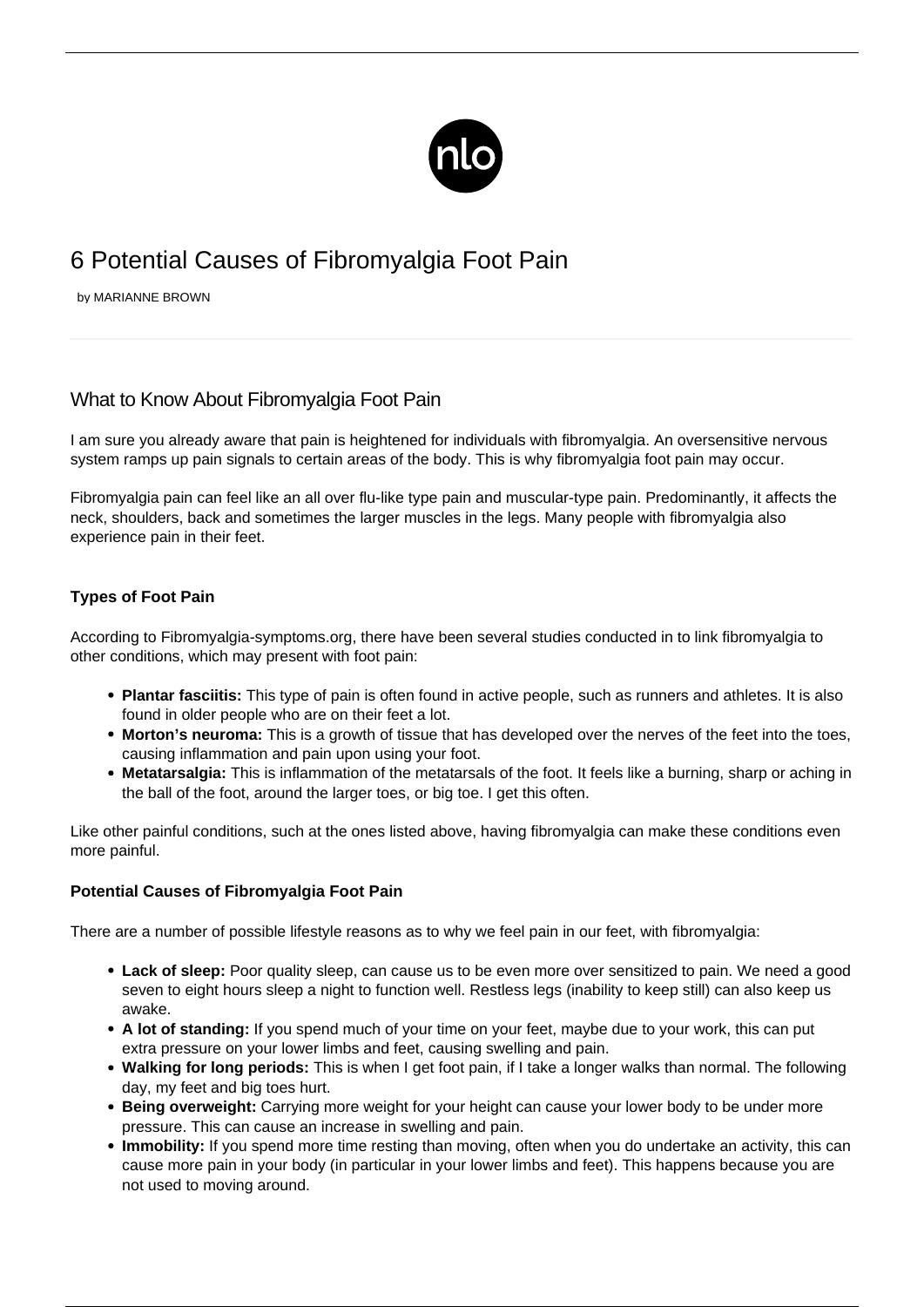# 6 Potential Causes of Fibromyalgia Foot Pain

by MARIANNE BROWN

## What to Know About Fibromyalgia Foot Pain

I am sure you already aware that pain is heightened for individuals with fibromyalgia. An oversensitive nervous system ramps up pain signals to certain areas of the body. This is why fibromyalgia foot pain may occur.

Fibromyalgia pain can feel like an all over flu-like type pain and muscular-type pain. Predominantly, it affects the neck, shoulders, back and sometimes the larger muscles in the legs. Many people with fibromyalgia also experience pain in their feet.

### Types of Foot Pain

According to Fibromyalgia-symptoms.org, there have been several studies conducted in to link fibromyalgia to other conditions, which may present with foot pain:

- **Plantar fasciitis:** This type of pain is often found in active people, such as runners and athletes. It is also found in older people who are on their feet a lot.
- **Morton's neuroma:** This is a growth of tissue that has developed over the nerves of the feet into the toes, causing inflammation and pain upon using your foot.
- **Metatarsalgia:** This is inflammation of the metatarsals of the foot. It feels like a burning, sharp or aching in the ball of the foot, around the larger toes, or big toe. I get this often.

Like other painful conditions, such at the ones listed above, having fibromyalgia can make these conditions even more painful.

### Potential Causes of Fibromyalgia Foot Pain

There are a number of possible lifestyle reasons as to why we feel pain in our feet, with fibromyalgia:

- **Lack of sleep:** Poor quality sleep, can cause us to be even more over sensitized to pain. We need a good seven to eight hours sleep a night to function well. Restless legs (inability to keep still) can also keep us awake.
- **A lot of standing:** If you spend much of your time on your feet, maybe due to your work, this can put extra pressure on your lower limbs and feet, causing swelling and pain.
- **Walking for long periods:** This is when I get foot pain, if I take a longer walks than normal. The following day, my feet and big toes hurt.
- **Being overweight:** Carrying more weight for your height can cause your lower body to be under more pressure. This can cause an increase in swelling and pain.
- **Immobility:** If you spend more time resting than moving, often when you do undertake an activity, this can cause more pain in your body (in particular in your lower limbs and feet). This happens because you are not used to moving around.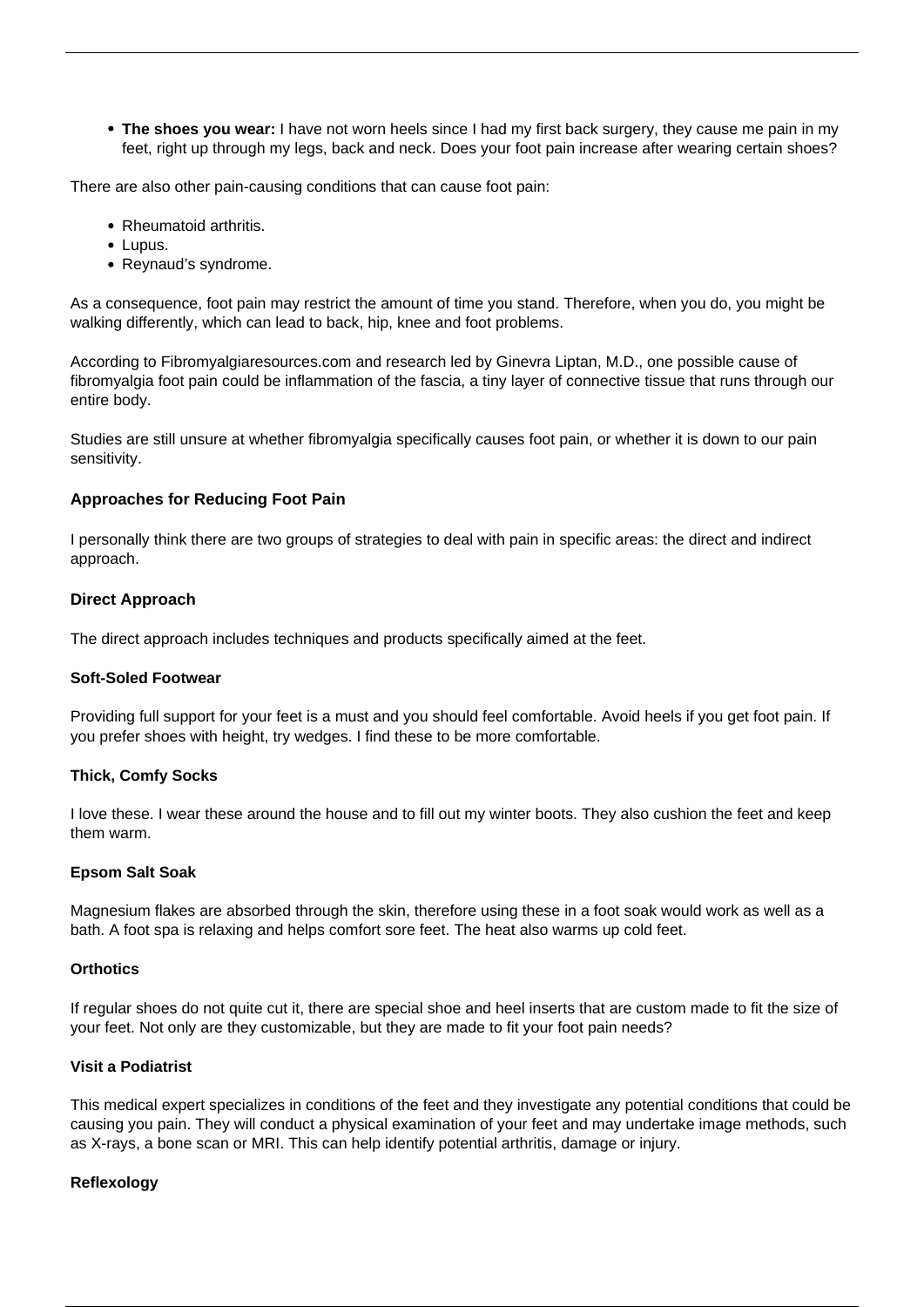- **The shoes you wear:** I have not worn heels since I had my first back surgery, they cause me pain in my feet, right up through my legs, back and neck. Does your foot pain increase after wearing certain shoes?

There are also other pain-causing conditions that can cause foot pain:

- Rheumatoid arthritis.
- Lupus.
- Reynaud's syndrome.

As a consequence, foot pain may restrict the amount of time you stand. Therefore, when you do, you might be walking differently, which can lead to back, hip, knee and foot problems.

According to Fibromyalgiaresources.com and research led by Ginevra Liptan, M.D., one possible cause of fibromyalgia foot pain could be inflammation of the fascia, a tiny layer of connective tissue that runs through our entire body.

Studies are still unsure at whether fibromyalgia specifically causes foot pain, or whether it is down to our pain sensitivity.

### Approaches for Reducing Foot Pain

I personally think there are two groups of strategies to deal with pain in specific areas: the direct and indirect approach.

### Direct Approach

The direct approach includes techniques and products specifically aimed at the feet.

#### Soft-Soled Footwear

Providing full support for your feet is a must and you should feel comfortable. Avoid heels if you get foot pain. If you prefer shoes with height, try wedges. I find these to be more comfortable.

#### Thick, Comfy Socks

I love these. I wear these around the house and to fill out my winter boots. They also cushion the feet and keep them warm.

#### Epsom Salt Soak

Magnesium flakes are absorbed through the skin, therefore using these in a foot soak would work as well as a bath. A foot spa is relaxing and helps comfort sore feet. The heat also warms up cold feet.

#### Orthotics

If regular shoes do not quite cut it, there are special shoe and heel inserts that are custom made to fit the size of your feet. Not only are they customizable, but they are made to fit your foot pain needs?

#### Visit a Podiatrist

This medical expert specializes in conditions of the feet and they investigate any potential conditions that could be causing you pain. They will conduct a physical examination of your feet and may undertake image methods, such as X-rays, a bone scan or MRI. This can help identify potential arthritis, damage or injury.

#### Reflexology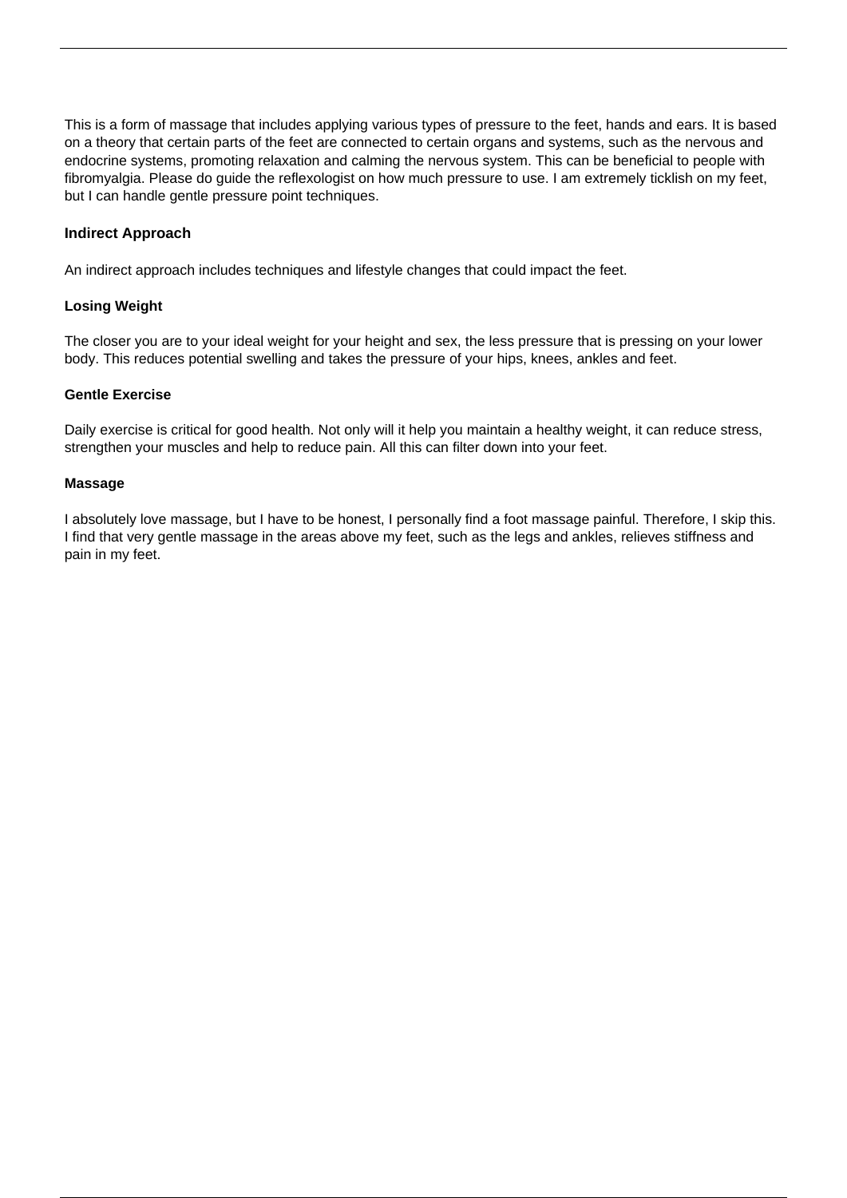This is a form of massage that includes applying various types of pressure to the feet, hands and ears. It is based on a theory that certain parts of the feet are connected to certain organs and systems, such as the nervous and endocrine systems, promoting relaxation and calming the nervous system. This can be beneficial to people with fibromyalgia. Please do guide the reflexologist on how much pressure to use. I am extremely ticklish on my feet, but I can handle gentle pressure point techniques.

**Indirect Approach**

An indirect approach includes techniques and lifestyle changes that could impact the feet.

**Losing Weight**

The closer you are to your ideal weight for your height and sex, the less pressure that is pressing on your lower body. This reduces potential swelling and takes the pressure of your hips, knees, ankles and feet.

**Gentle Exercise**

Daily exercise is critical for good health. Not only will it help you maintain a healthy weight, it can reduce stress, strengthen your muscles and help to reduce pain. All this can filter down into your feet.

**Massage**

I absolutely love massage, but I have to be honest, I personally find a foot massage painful. Therefore, I skip this. I find that very gentle massage in the areas above my feet, such as the legs and ankles, relieves stiffness and pain in my feet.